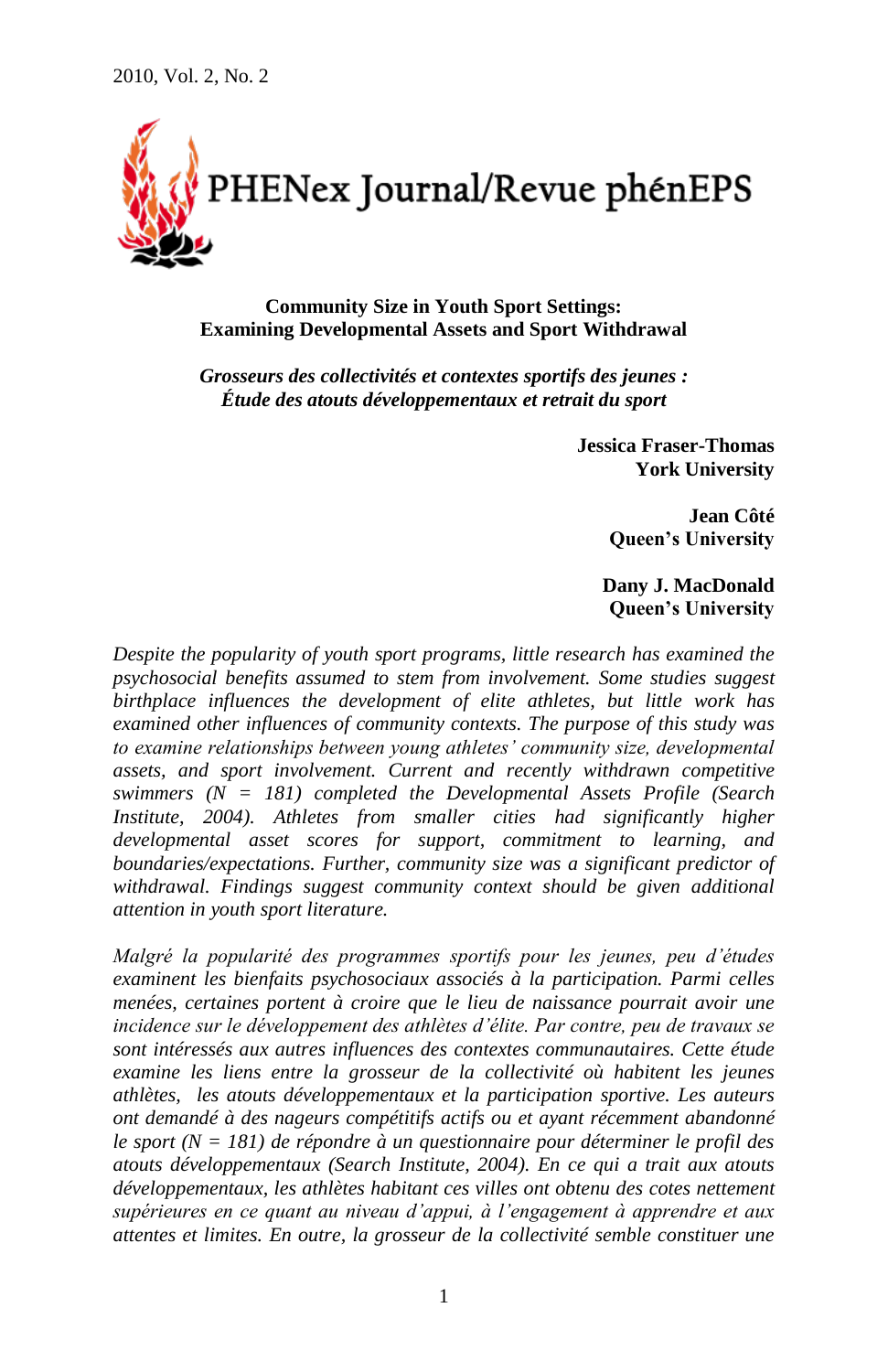# Community Size in Youth Sport Settings: Examining Developmental Assets and Sport Withdrawal

## *Grosseurs des collectivités et contextes sportifs des jeunes : Étude des atouts développementaux et retrait du sport*

**Jessica Fraser-Thomas**
**York University**

**Jean Côté**
**Queen's University**

**Dany J. MacDonald**
**Queen's University**

*Despite the popularity of youth sport programs, little research has examined the psychosocial benefits assumed to stem from involvement. Some studies suggest birthplace influences the development of elite athletes, but little work has examined other influences of community contexts. The purpose of this study was to examine relationships between young athletes' community size, developmental assets, and sport involvement. Current and recently withdrawn competitive swimmers ($N$ = 181) completed the Developmental Assets Profile (Search Institute, 2004). Athletes from smaller cities had significantly higher developmental asset scores for support, commitment to learning, and boundaries/expectations. Further, community size was a significant predictor of withdrawal. Findings suggest community context should be given additional attention in youth sport literature.*

*Malgré la popularité des programmes sportifs pour les jeunes, peu d'études examinent les bienfaits psychosociaux associés à la participation. Parmi celles menées, certaines portent à croire que le lieu de naissance pourrait avoir une incidence sur le développement des athlètes d'élite. Par contre, peu de travaux se sont intéressés aux autres influences des contextes communautaires. Cette étude examine les liens entre la grosseur de la collectivité où habitent les jeunes athlètes, les atouts développementaux et la participation sportive. Les auteurs ont demandé à des nageurs compétitifs actifs ou et ayant récemment abandonné le sport ($N$ = 181) de répondre à un questionnaire pour déterminer le profil des atouts développementaux (Search Institute, 2004). En ce qui a trait aux atouts développementaux, les athlètes habitant ces villes ont obtenu des cotes nettement supérieures en ce quant au niveau d'appui, à l'engagement à apprendre et aux attentes et limites. En outre, la grosseur de la collectivité semble constituer une*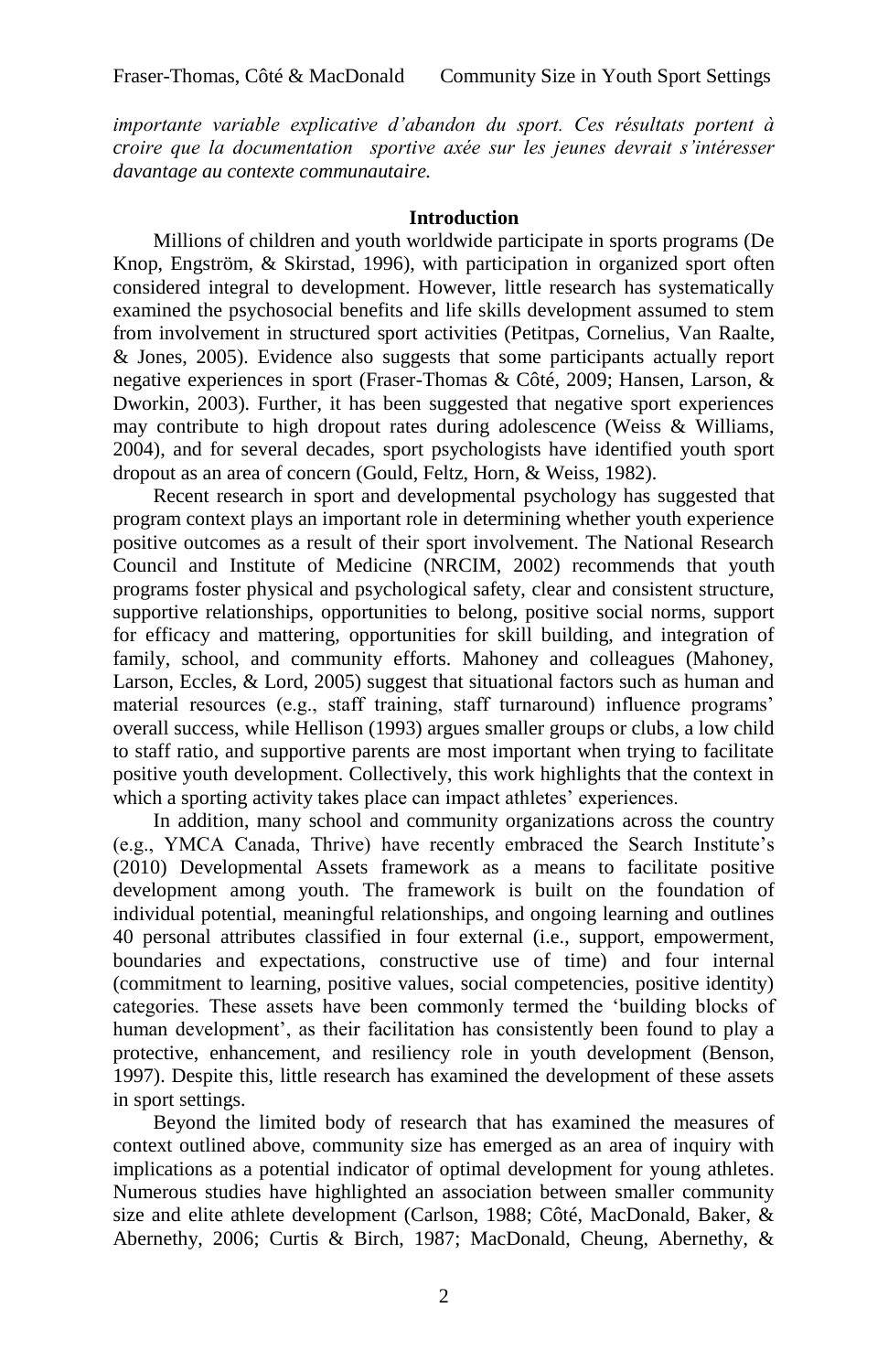*importante variable explicative d'abandon du sport. Ces résultats portent à croire que la documentation sportive axée sur les jeunes devrait s'intéresser davantage au contexte communautaire.*

## Introduction

Millions of children and youth worldwide participate in sports programs (De Knop, Engström, & Skirstad, 1996), with participation in organized sport often considered integral to development. However, little research has systematically examined the psychosocial benefits and life skills development assumed to stem from involvement in structured sport activities (Petitpas, Cornelius, Van Raalte, & Jones, 2005). Evidence also suggests that some participants actually report negative experiences in sport (Fraser-Thomas & Côté, 2009; Hansen, Larson, & Dworkin, 2003). Further, it has been suggested that negative sport experiences may contribute to high dropout rates during adolescence (Weiss & Williams, 2004), and for several decades, sport psychologists have identified youth sport dropout as an area of concern (Gould, Feltz, Horn, & Weiss, 1982).

Recent research in sport and developmental psychology has suggested that program context plays an important role in determining whether youth experience positive outcomes as a result of their sport involvement. The National Research Council and Institute of Medicine (NRCIM, 2002) recommends that youth programs foster physical and psychological safety, clear and consistent structure, supportive relationships, opportunities to belong, positive social norms, support for efficacy and mattering, opportunities for skill building, and integration of family, school, and community efforts. Mahoney and colleagues (Mahoney, Larson, Eccles, & Lord, 2005) suggest that situational factors such as human and material resources (e.g., staff training, staff turnaround) influence programs' overall success, while Hellison (1993) argues smaller groups or clubs, a low child to staff ratio, and supportive parents are most important when trying to facilitate positive youth development. Collectively, this work highlights that the context in which a sporting activity takes place can impact athletes' experiences.

In addition, many school and community organizations across the country (e.g., YMCA Canada, Thrive) have recently embraced the Search Institute's (2010) Developmental Assets framework as a means to facilitate positive development among youth. The framework is built on the foundation of individual potential, meaningful relationships, and ongoing learning and outlines 40 personal attributes classified in four external (i.e., support, empowerment, boundaries and expectations, constructive use of time) and four internal (commitment to learning, positive values, social competencies, positive identity) categories. These assets have been commonly termed the 'building blocks of human development', as their facilitation has consistently been found to play a protective, enhancement, and resiliency role in youth development (Benson, 1997). Despite this, little research has examined the development of these assets in sport settings.

Beyond the limited body of research that has examined the measures of context outlined above, community size has emerged as an area of inquiry with implications as a potential indicator of optimal development for young athletes. Numerous studies have highlighted an association between smaller community size and elite athlete development (Carlson, 1988; Côté, MacDonald, Baker, & Abernethy, 2006; Curtis & Birch, 1987; MacDonald, Cheung, Abernethy, &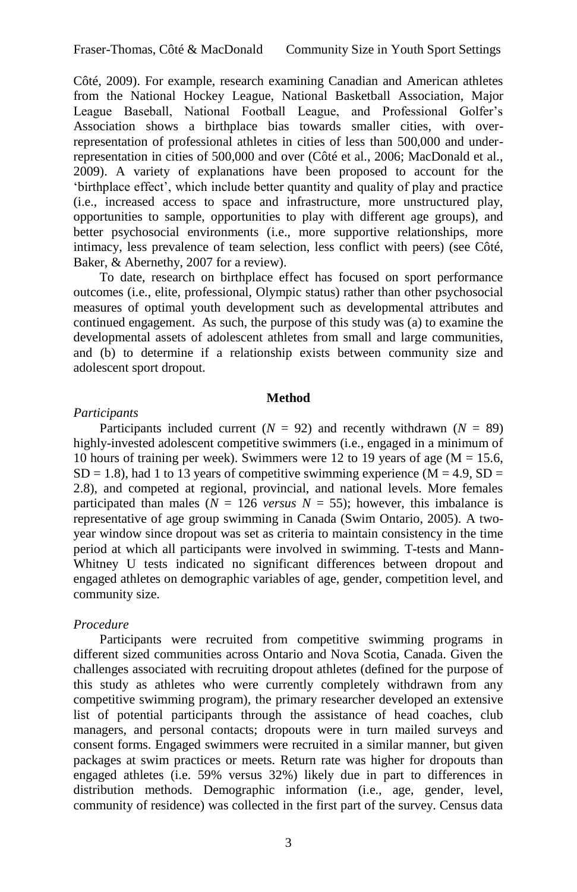Côté, 2009). For example, research examining Canadian and American athletes from the National Hockey League, National Basketball Association, Major League Baseball, National Football League, and Professional Golfer's Association shows a birthplace bias towards smaller cities, with over-representation of professional athletes in cities of less than 500,000 and under-representation in cities of 500,000 and over (Côté et al., 2006; MacDonald et al., 2009). A variety of explanations have been proposed to account for the 'birthplace effect', which include better quantity and quality of play and practice (i.e., increased access to space and infrastructure, more unstructured play, opportunities to sample, opportunities to play with different age groups), and better psychosocial environments (i.e., more supportive relationships, more intimacy, less prevalence of team selection, less conflict with peers) (see Côté, Baker, & Abernethy, 2007 for a review).

To date, research on birthplace effect has focused on sport performance outcomes (i.e., elite, professional, Olympic status) rather than other psychosocial measures of optimal youth development such as developmental attributes and continued engagement. As such, the purpose of this study was (a) to examine the developmental assets of adolescent athletes from small and large communities, and (b) to determine if a relationship exists between community size and adolescent sport dropout.

## Method

### *Participants*

Participants included current ($N$ = 92) and recently withdrawn ($N$ = 89) highly-invested adolescent competitive swimmers (i.e., engaged in a minimum of 10 hours of training per week). Swimmers were 12 to 19 years of age (M = 15.6, SD = 1.8), had 1 to 13 years of competitive swimming experience (M = 4.9, SD = 2.8), and competed at regional, provincial, and national levels. More females participated than males ($N$ = 126 *versus* $N$ = 55); however, this imbalance is representative of age group swimming in Canada (Swim Ontario, 2005). A two-year window since dropout was set as criteria to maintain consistency in the time period at which all participants were involved in swimming. T-tests and Mann-Whitney U tests indicated no significant differences between dropout and engaged athletes on demographic variables of age, gender, competition level, and community size.

### *Procedure*

Participants were recruited from competitive swimming programs in different sized communities across Ontario and Nova Scotia, Canada. Given the challenges associated with recruiting dropout athletes (defined for the purpose of this study as athletes who were currently completely withdrawn from any competitive swimming program), the primary researcher developed an extensive list of potential participants through the assistance of head coaches, club managers, and personal contacts; dropouts were in turn mailed surveys and consent forms. Engaged swimmers were recruited in a similar manner, but given packages at swim practices or meets. Return rate was higher for dropouts than engaged athletes (i.e. 59% versus 32%) likely due in part to differences in distribution methods. Demographic information (i.e., age, gender, level, community of residence) was collected in the first part of the survey. Census data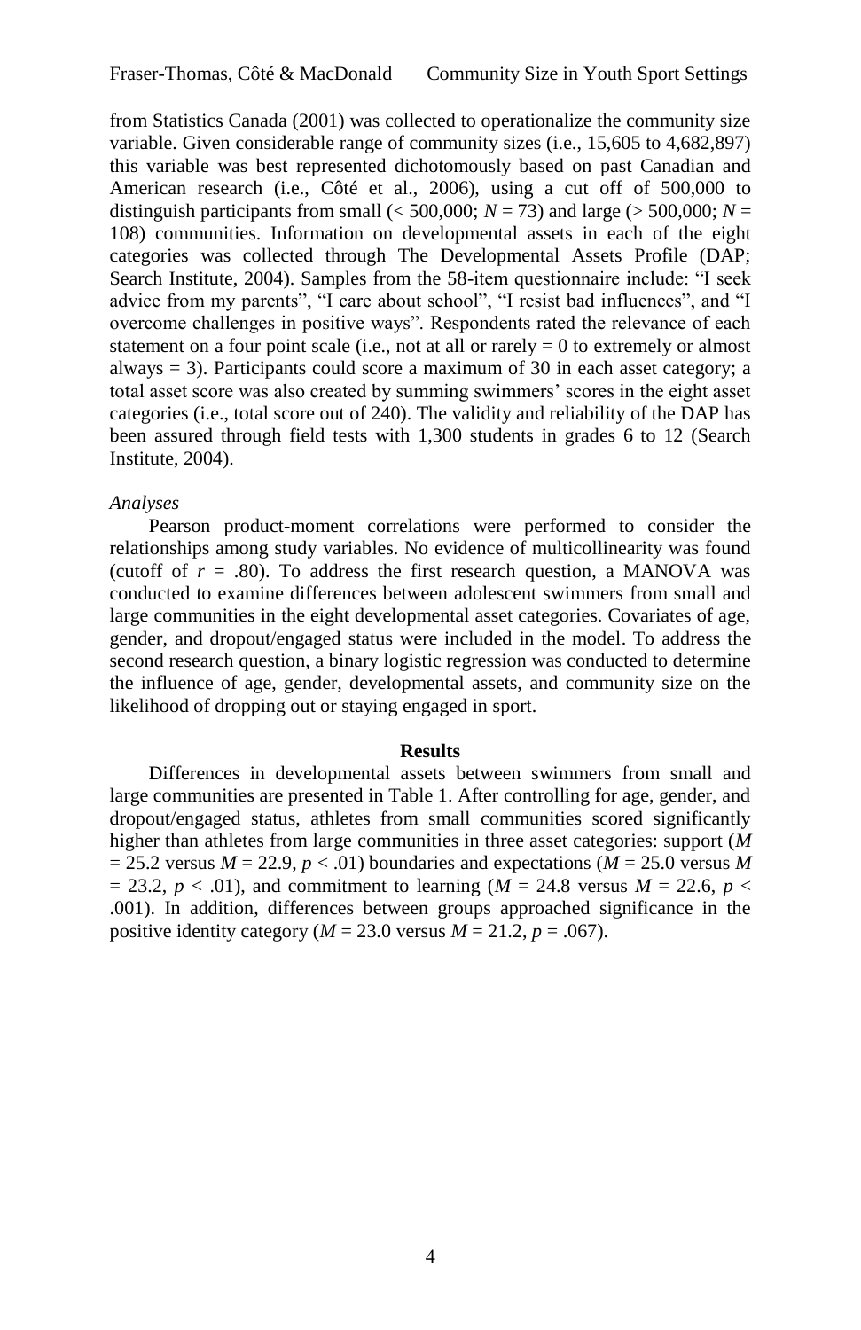from Statistics Canada (2001) was collected to operationalize the community size variable. Given considerable range of community sizes (i.e., 15,605 to 4,682,897) this variable was best represented dichotomously based on past Canadian and American research (i.e., Côté et al., 2006), using a cut off of 500,000 to distinguish participants from small (< 500,000; $N$ = 73) and large (> 500,000; $N$ = 108) communities. Information on developmental assets in each of the eight categories was collected through The Developmental Assets Profile (DAP; Search Institute, 2004). Samples from the 58-item questionnaire include: "I seek advice from my parents", "I care about school", "I resist bad influences", and "I overcome challenges in positive ways". Respondents rated the relevance of each statement on a four point scale (i.e., not at all or rarely = 0 to extremely or almost always = 3). Participants could score a maximum of 30 in each asset category; a total asset score was also created by summing swimmers' scores in the eight asset categories (i.e., total score out of 240). The validity and reliability of the DAP has been assured through field tests with 1,300 students in grades 6 to 12 (Search Institute, 2004).

*Analyses*

Pearson product-moment correlations were performed to consider the relationships among study variables. No evidence of multicollinearity was found (cutoff of $r$ = .80). To address the first research question, a MANOVA was conducted to examine differences between adolescent swimmers from small and large communities in the eight developmental asset categories. Covariates of age, gender, and dropout/engaged status were included in the model. To address the second research question, a binary logistic regression was conducted to determine the influence of age, gender, developmental assets, and community size on the likelihood of dropping out or staying engaged in sport.

## Results

Differences in developmental assets between swimmers from small and large communities are presented in Table 1. After controlling for age, gender, and dropout/engaged status, athletes from small communities scored significantly higher than athletes from large communities in three asset categories: support ($M$ = 25.2 versus $M$ = 22.9, $p$ < .01) boundaries and expectations ($M$ = 25.0 versus $M$ = 23.2, $p$ < .01), and commitment to learning ($M$ = 24.8 versus $M$ = 22.6, $p$ < .001). In addition, differences between groups approached significance in the positive identity category ($M$ = 23.0 versus $M$ = 21.2, $p$ = .067).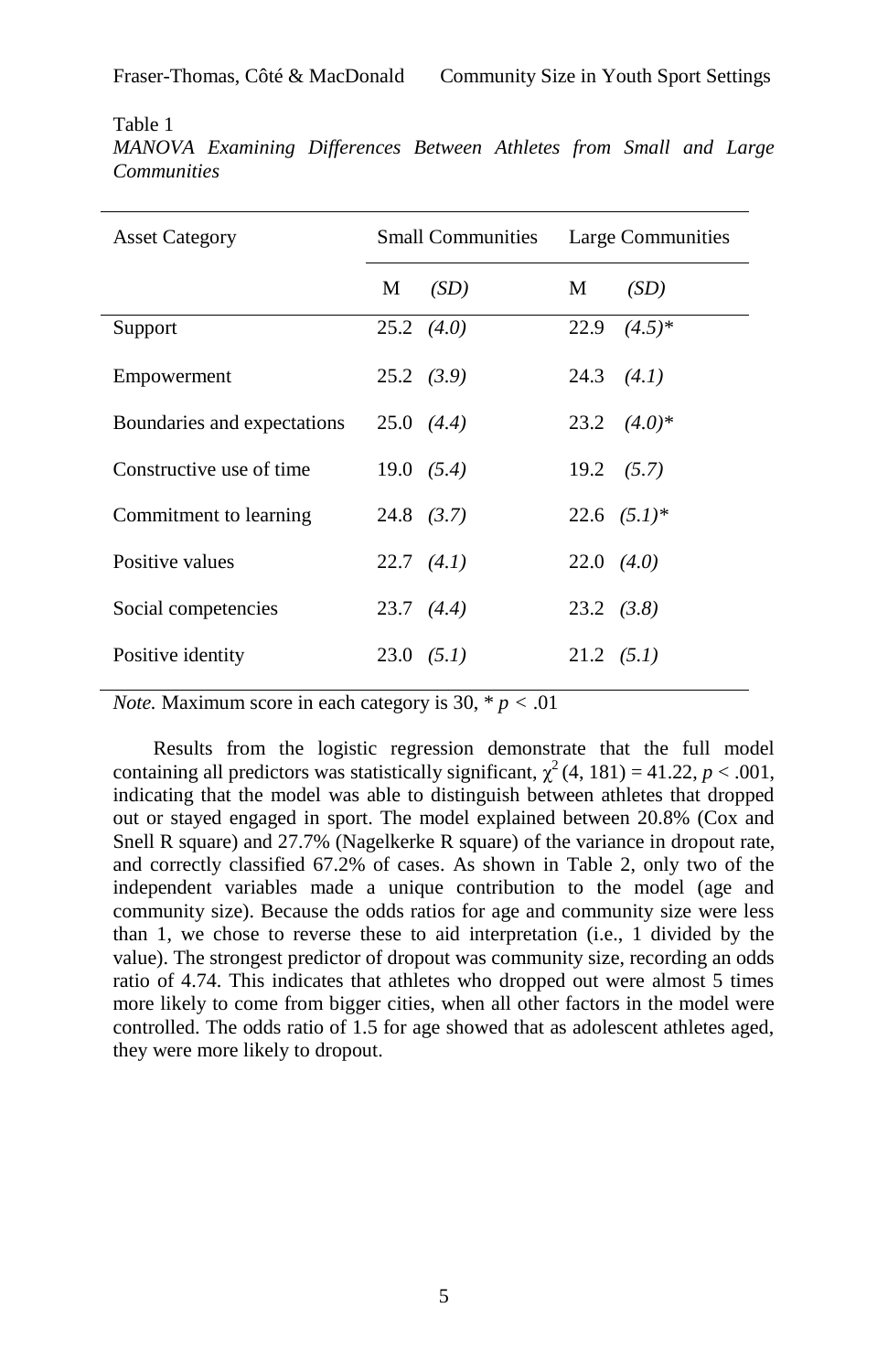Table 1

*MANOVA Examining Differences Between Athletes from Small and Large Communities*

| Asset Category | Small Communities | | Large Communities | |
|---|---|---|---|---|
| | M | *(SD)* | M | *(SD)* |
| Support | 25.2 | *(4.0)* | 22.9 | *(4.5)*\* |
| Empowerment | 25.2 | *(3.9)* | 24.3 | *(4.1)* |
| Boundaries and expectations | 25.0 | *(4.4)* | 23.2 | *(4.0)*\* |
| Constructive use of time | 19.0 | *(5.4)* | 19.2 | *(5.7)* |
| Commitment to learning | 24.8 | *(3.7)* | 22.6 | *(5.1)*\* |
| Positive values | 22.7 | *(4.1)* | 22.0 | *(4.0)* |
| Social competencies | 23.7 | *(4.4)* | 23.2 | *(3.8)* |
| Positive identity | 23.0 | *(5.1)* | 21.2 | *(5.1)* |

*Note.* Maximum score in each category is 30, * $p < .01$

Results from the logistic regression demonstrate that the full model containing all predictors was statistically significant, $\chi^2 (4, 181) = 41.22$, $p < .001$, indicating that the model was able to distinguish between athletes that dropped out or stayed engaged in sport. The model explained between 20.8% (Cox and Snell R square) and 27.7% (Nagelkerke R square) of the variance in dropout rate, and correctly classified 67.2% of cases. As shown in Table 2, only two of the independent variables made a unique contribution to the model (age and community size). Because the odds ratios for age and community size were less than 1, we chose to reverse these to aid interpretation (i.e., 1 divided by the value). The strongest predictor of dropout was community size, recording an odds ratio of 4.74. This indicates that athletes who dropped out were almost 5 times more likely to come from bigger cities, when all other factors in the model were controlled. The odds ratio of 1.5 for age showed that as adolescent athletes aged, they were more likely to dropout.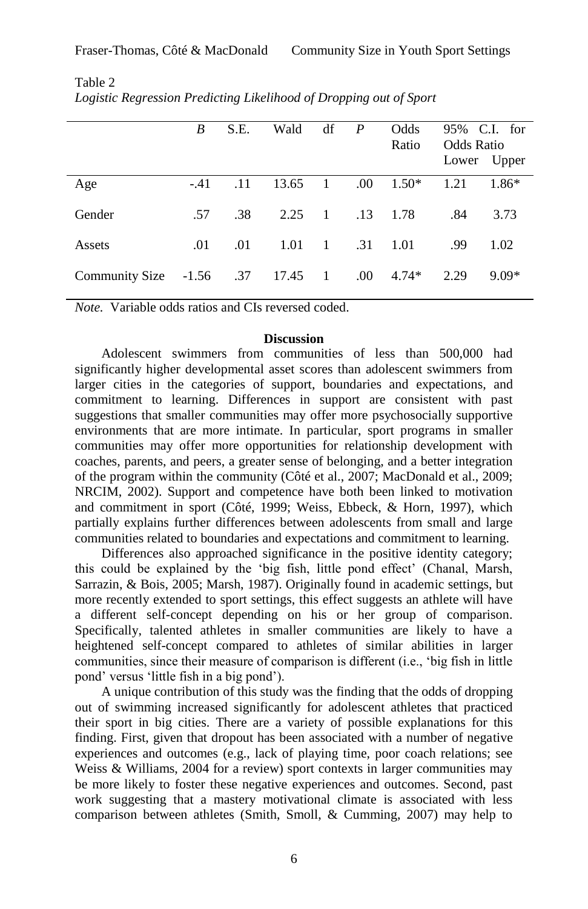Table 2
*Logistic Regression Predicting Likelihood of Dropping out of Sport*

| | *B* | S.E. | Wald | df | *P* | Odds Ratio | 95% C.I. for Odds Ratio Lower | Upper |
|---|---|---|---|---|---|---|---|---|
| Age | -.41 | .11 | 13.65 | 1 | .00 | 1.50* | 1.21 | 1.86* |
| Gender | .57 | .38 | 2.25 | 1 | .13 | 1.78 | .84 | 3.73 |
| Assets | .01 | .01 | 1.01 | 1 | .31 | 1.01 | .99 | 1.02 |
| Community Size | -1.56 | .37 | 17.45 | 1 | .00 | 4.74* | 2.29 | 9.09* |

*Note.* Variable odds ratios and CIs reversed coded.

**Discussion**

Adolescent swimmers from communities of less than 500,000 had significantly higher developmental asset scores than adolescent swimmers from larger cities in the categories of support, boundaries and expectations, and commitment to learning. Differences in support are consistent with past suggestions that smaller communities may offer more psychosocially supportive environments that are more intimate. In particular, sport programs in smaller communities may offer more opportunities for relationship development with coaches, parents, and peers, a greater sense of belonging, and a better integration of the program within the community (Côté et al., 2007; MacDonald et al., 2009; NRCIM, 2002). Support and competence have both been linked to motivation and commitment in sport (Côté, 1999; Weiss, Ebbeck, & Horn, 1997), which partially explains further differences between adolescents from small and large communities related to boundaries and expectations and commitment to learning.

Differences also approached significance in the positive identity category; this could be explained by the 'big fish, little pond effect' (Chanal, Marsh, Sarrazin, & Bois, 2005; Marsh, 1987). Originally found in academic settings, but more recently extended to sport settings, this effect suggests an athlete will have a different self-concept depending on his or her group of comparison. Specifically, talented athletes in smaller communities are likely to have a heightened self-concept compared to athletes of similar abilities in larger communities, since their measure of comparison is different (i.e., 'big fish in little pond' versus 'little fish in a big pond').

A unique contribution of this study was the finding that the odds of dropping out of swimming increased significantly for adolescent athletes that practiced their sport in big cities. There are a variety of possible explanations for this finding. First, given that dropout has been associated with a number of negative experiences and outcomes (e.g., lack of playing time, poor coach relations; see Weiss & Williams, 2004 for a review) sport contexts in larger communities may be more likely to foster these negative experiences and outcomes. Second, past work suggesting that a mastery motivational climate is associated with less comparison between athletes (Smith, Smoll, & Cumming, 2007) may help to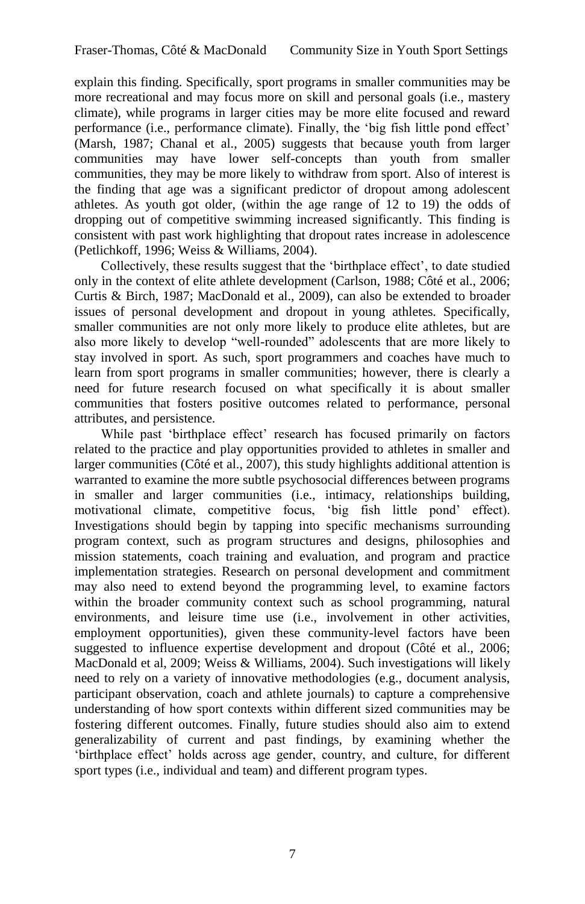explain this finding. Specifically, sport programs in smaller communities may be more recreational and may focus more on skill and personal goals (i.e., mastery climate), while programs in larger cities may be more elite focused and reward performance (i.e., performance climate). Finally, the 'big fish little pond effect' (Marsh, 1987; Chanal et al., 2005) suggests that because youth from larger communities may have lower self-concepts than youth from smaller communities, they may be more likely to withdraw from sport. Also of interest is the finding that age was a significant predictor of dropout among adolescent athletes. As youth got older, (within the age range of 12 to 19) the odds of dropping out of competitive swimming increased significantly. This finding is consistent with past work highlighting that dropout rates increase in adolescence (Petlichkoff, 1996; Weiss & Williams, 2004).

Collectively, these results suggest that the 'birthplace effect', to date studied only in the context of elite athlete development (Carlson, 1988; Côté et al., 2006; Curtis & Birch, 1987; MacDonald et al., 2009), can also be extended to broader issues of personal development and dropout in young athletes. Specifically, smaller communities are not only more likely to produce elite athletes, but are also more likely to develop "well-rounded" adolescents that are more likely to stay involved in sport. As such, sport programmers and coaches have much to learn from sport programs in smaller communities; however, there is clearly a need for future research focused on what specifically it is about smaller communities that fosters positive outcomes related to performance, personal attributes, and persistence.

While past 'birthplace effect' research has focused primarily on factors related to the practice and play opportunities provided to athletes in smaller and larger communities (Côté et al., 2007), this study highlights additional attention is warranted to examine the more subtle psychosocial differences between programs in smaller and larger communities (i.e., intimacy, relationships building, motivational climate, competitive focus, 'big fish little pond' effect). Investigations should begin by tapping into specific mechanisms surrounding program context, such as program structures and designs, philosophies and mission statements, coach training and evaluation, and program and practice implementation strategies. Research on personal development and commitment may also need to extend beyond the programming level, to examine factors within the broader community context such as school programming, natural environments, and leisure time use (i.e., involvement in other activities, employment opportunities), given these community-level factors have been suggested to influence expertise development and dropout (Côté et al., 2006; MacDonald et al, 2009; Weiss & Williams, 2004). Such investigations will likely need to rely on a variety of innovative methodologies (e.g., document analysis, participant observation, coach and athlete journals) to capture a comprehensive understanding of how sport contexts within different sized communities may be fostering different outcomes. Finally, future studies should also aim to extend generalizability of current and past findings, by examining whether the 'birthplace effect' holds across age gender, country, and culture, for different sport types (i.e., individual and team) and different program types.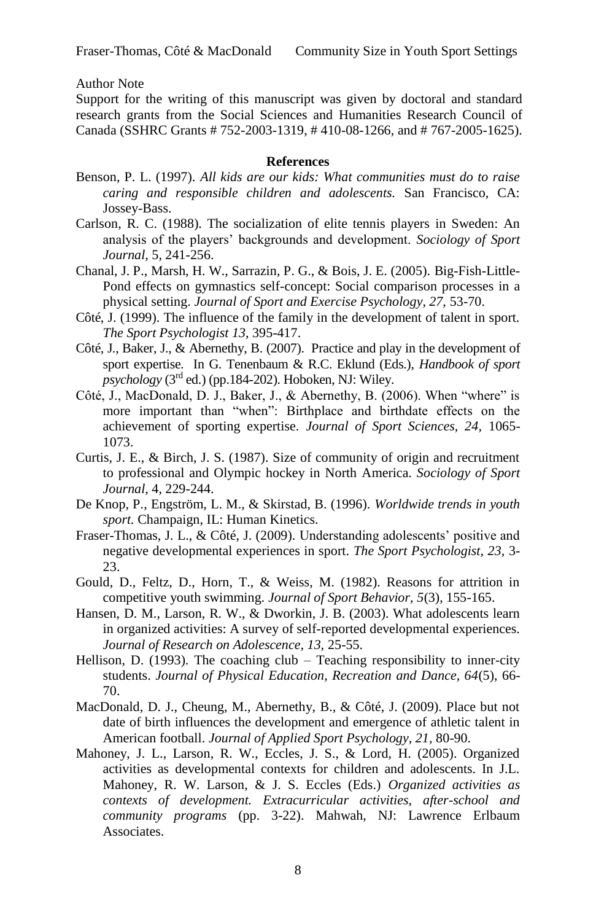Author Note

Support for the writing of this manuscript was given by doctoral and standard research grants from the Social Sciences and Humanities Research Council of Canada (SSHRC Grants # 752-2003-1319, # 410-08-1266, and # 767-2005-1625).

## References

Benson, P. L. (1997). *All kids are our kids: What communities must do to raise caring and responsible children and adolescents.* San Francisco, CA: Jossey-Bass.

Carlson, R. C. (1988). The socialization of elite tennis players in Sweden: An analysis of the players' backgrounds and development. *Sociology of Sport Journal*, 5, 241-256.

Chanal, J. P., Marsh, H. W., Sarrazin, P. G., & Bois, J. E. (2005). Big-Fish-Little-Pond effects on gymnastics self-concept: Social comparison processes in a physical setting. *Journal of Sport and Exercise Psychology, 27,* 53-70.

Côté, J. (1999). The influence of the family in the development of talent in sport. *The Sport Psychologist 13*, 395-417.

Côté, J., Baker, J., & Abernethy, B. (2007). Practice and play in the development of sport expertise. In G. Tenenbaum & R.C. Eklund (Eds.), *Handbook of sport psychology* (3rd ed.) (pp.184-202). Hoboken, NJ: Wiley.

Côté, J., MacDonald, D. J., Baker, J., & Abernethy, B. (2006). When "where" is more important than "when": Birthplace and birthdate effects on the achievement of sporting expertise. *Journal of Sport Sciences*, *24*, 1065-1073.

Curtis, J. E., & Birch, J. S. (1987). Size of community of origin and recruitment to professional and Olympic hockey in North America. *Sociology of Sport Journal*, 4, 229-244.

De Knop, P., Engström, L. M., & Skirstad, B. (1996). *Worldwide trends in youth sport.* Champaign, IL: Human Kinetics.

Fraser-Thomas, J. L., & Côté, J. (2009). Understanding adolescents' positive and negative developmental experiences in sport. *The Sport Psychologist*, *23*, 3-23.

Gould, D., Feltz, D., Horn, T., & Weiss, M. (1982). Reasons for attrition in competitive youth swimming. *Journal of Sport Behavior*, *5*(3), 155-165.

Hansen, D. M., Larson, R. W., & Dworkin, J. B. (2003). What adolescents learn in organized activities: A survey of self-reported developmental experiences. *Journal of Research on Adolescence*, *13*, 25-55.

Hellison, D. (1993). The coaching club – Teaching responsibility to inner-city students. *Journal of Physical Education, Recreation and Dance*, *64*(5), 66-70.

MacDonald, D. J., Cheung, M., Abernethy, B., & Côté, J. (2009). Place but not date of birth influences the development and emergence of athletic talent in American football. *Journal of Applied Sport Psychology*, *21*, 80-90.

Mahoney, J. L., Larson, R. W., Eccles, J. S., & Lord, H. (2005). Organized activities as developmental contexts for children and adolescents. In J.L. Mahoney, R. W. Larson, & J. S. Eccles (Eds.) *Organized activities as contexts of development. Extracurricular activities, after-school and community programs* (pp. 3-22). Mahwah, NJ: Lawrence Erlbaum Associates.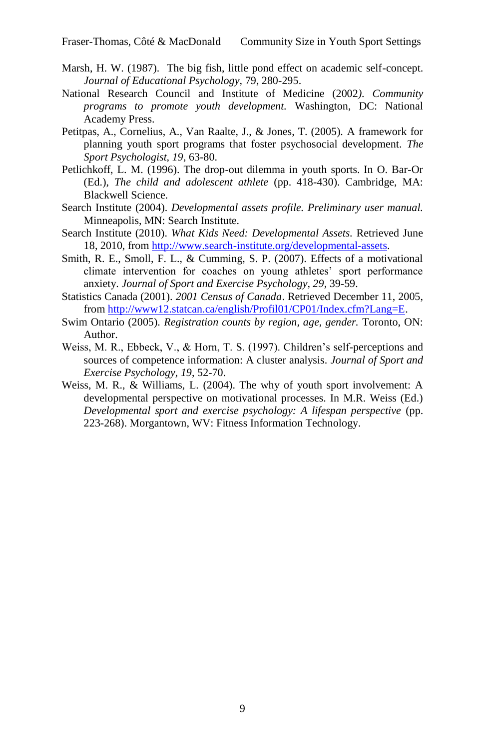Marsh, H. W. (1987). The big fish, little pond effect on academic self-concept. *Journal of Educational Psychology*, 79, 280-295.

National Research Council and Institute of Medicine (2002). *Community programs to promote youth development.* Washington, DC: National Academy Press.

Petitpas, A., Cornelius, A., Van Raalte, J., & Jones, T. (2005). A framework for planning youth sport programs that foster psychosocial development. *The Sport Psychologist, 19*, 63-80.

Petlichkoff, L. M. (1996). The drop-out dilemma in youth sports. In O. Bar-Or (Ed.), *The child and adolescent athlete* (pp. 418-430). Cambridge, MA: Blackwell Science.

Search Institute (2004). *Developmental assets profile. Preliminary user manual.* Minneapolis, MN: Search Institute.

Search Institute (2010). *What Kids Need: Developmental Assets.* Retrieved June 18, 2010, from http://www.search-institute.org/developmental-assets.

Smith, R. E., Smoll, F. L., & Cumming, S. P. (2007). Effects of a motivational climate intervention for coaches on young athletes' sport performance anxiety. *Journal of Sport and Exercise Psychology, 29*, 39-59.

Statistics Canada (2001). *2001 Census of Canada*. Retrieved December 11, 2005, from http://www12.statcan.ca/english/Profil01/CP01/Index.cfm?Lang=E.

Swim Ontario (2005). *Registration counts by region, age, gender.* Toronto, ON: Author.

Weiss, M. R., Ebbeck, V., & Horn, T. S. (1997). Children's self-perceptions and sources of competence information: A cluster analysis. *Journal of Sport and Exercise Psychology, 19*, 52-70.

Weiss, M. R., & Williams, L. (2004). The why of youth sport involvement: A developmental perspective on motivational processes. In M.R. Weiss (Ed.) *Developmental sport and exercise psychology: A lifespan perspective* (pp. 223-268). Morgantown, WV: Fitness Information Technology.